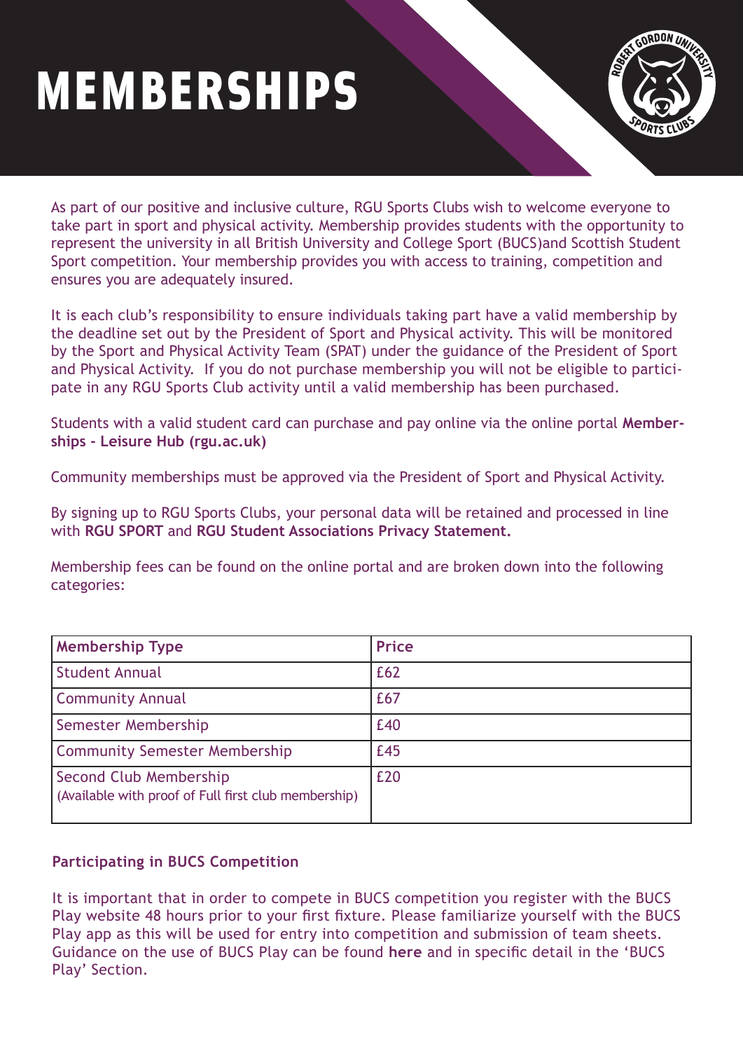# MEMBERSHIPS

As part of our positive and inclusive culture, RGU Sports Clubs wish to welcome everyone to take part in sport and physical activity. Membership provides students with the opportunity to represent the university in all British University and College Sport (BUCS)and Scottish Student Sport competition. Your membership provides you with access to training, competition and ensures you are adequately insured.

It is each club's responsibility to ensure individuals taking part have a valid membership by the deadline set out by the President of Sport and Physical activity. This will be monitored by the Sport and Physical Activity Team (SPAT) under the guidance of the President of Sport and Physical Activity. If you do not purchase membership you will not be eligible to participate in any RGU Sports Club activity until a valid membership has been purchased.

Students with a valid student card can purchase and pay online via the online portal **Memberships - Leisure Hub (rgu.ac.uk)**

Community memberships must be approved via the President of Sport and Physical Activity.

By signing up to RGU Sports Clubs, your personal data will be retained and processed in line with **RGU SPORT** and **RGU Student Associations Privacy Statement.**

Membership fees can be found on the online portal and are broken down into the following categories:

| Membership Type | Price |
| --- | --- |
| Student Annual | £62 |
| Community Annual | £67 |
| Semester Membership | £40 |
| Community Semester Membership | £45 |
| Second Club Membership (Available with proof of Full first club membership) | £20 |

**Participating in BUCS Competition**

It is important that in order to compete in BUCS competition you register with the BUCS Play website 48 hours prior to your first fixture. Please familiarize yourself with the BUCS Play app as this will be used for entry into competition and submission of team sheets. Guidance on the use of BUCS Play can be found **here** and in specific detail in the 'BUCS Play' Section.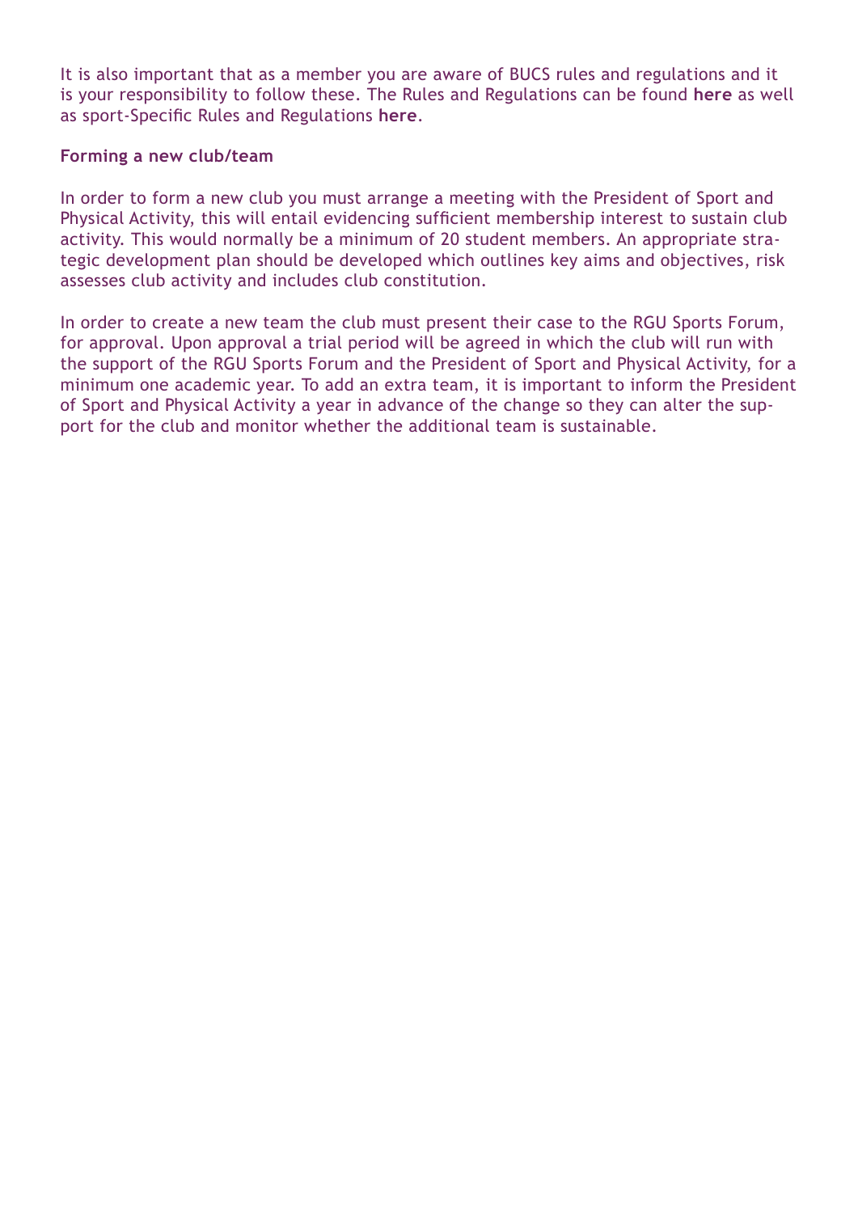It is also important that as a member you are aware of BUCS rules and regulations and it is your responsibility to follow these. The Rules and Regulations can be found **here** as well as sport-Specific Rules and Regulations **here**.

**Forming a new club/team**

In order to form a new club you must arrange a meeting with the President of Sport and Physical Activity, this will entail evidencing sufficient membership interest to sustain club activity. This would normally be a minimum of 20 student members. An appropriate strategic development plan should be developed which outlines key aims and objectives, risk assesses club activity and includes club constitution.

In order to create a new team the club must present their case to the RGU Sports Forum, for approval. Upon approval a trial period will be agreed in which the club will run with the support of the RGU Sports Forum and the President of Sport and Physical Activity, for a minimum one academic year. To add an extra team, it is important to inform the President of Sport and Physical Activity a year in advance of the change so they can alter the support for the club and monitor whether the additional team is sustainable.